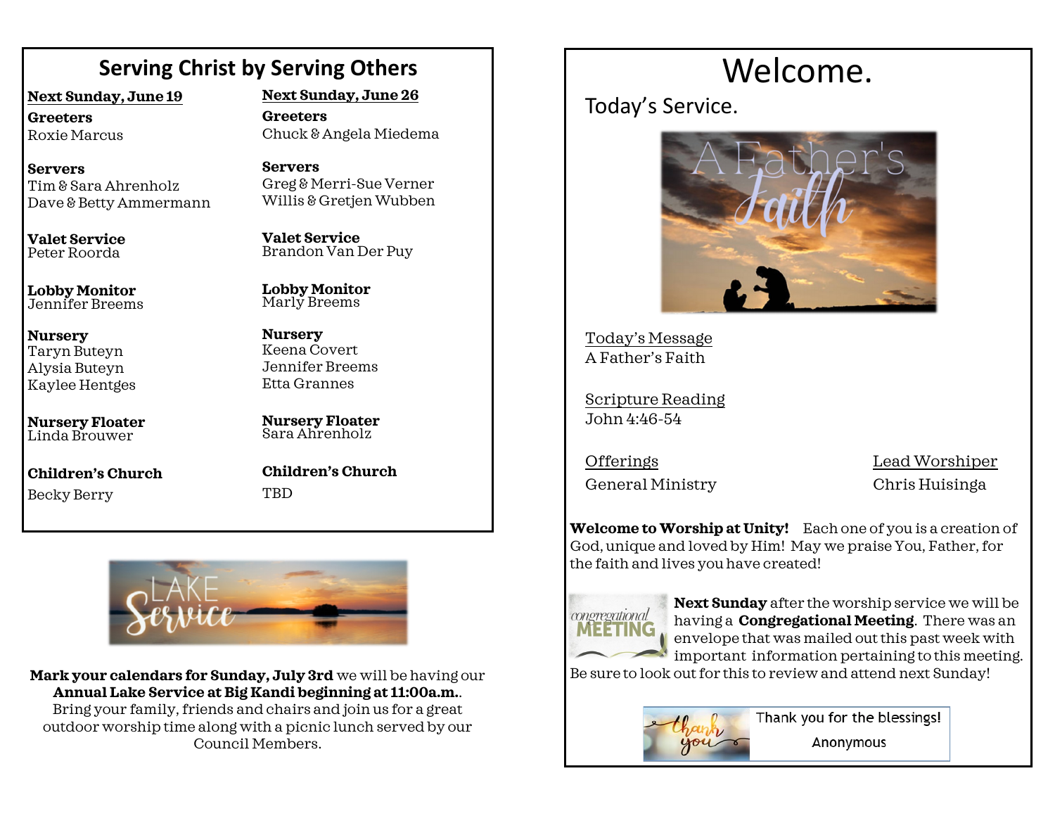## Serving Christ by Serving Others

| **Next Sunday, June 19** | **Next Sunday, June 26** |
| --- | --- |
| **Greeters**<br>Roxie Marcus | **Greeters**<br>Chuck & Angela Miedema |
| **Servers**<br>Tim & Sara Ahrenholz<br>Dave & Betty Ammermann | **Servers**<br>Greg & Merri-Sue Verner<br>Willis & Gretjen Wubben |
| **Valet Service**<br>Peter Roorda | **Valet Service**<br>Brandon Van Der Puy |
| **Lobby Monitor**<br>Jennifer Breems | **Lobby Monitor**<br>Marly Breems |
| **Nursery**<br>Taryn Buteyn<br>Alysia Buteyn<br>Kaylee Hentges | **Nursery**<br>Keena Covert<br>Jennifer Breems<br>Etta Grannes |
| **Nursery Floater**<br>Linda Brouwer | **Nursery Floater**<br>Sara Ahrenholz |
| **Children's Church**<br>Becky Berry | **Children's Church**<br>TBD |

LAKE Service

**Mark your calendars for Sunday, July 3rd** we will be having our **Annual Lake Service at Big Kandi beginning at 11:00a.m.**. Bring your family, friends and chairs and join us for a great outdoor worship time along with a picnic lunch served by our Council Members.

# Welcome.

Today's Service.

A Father's Faith

Today's Message
A Father's Faith

Scripture Reading
John 4:46-54

Offerings
General Ministry

Lead Worshiper
Chris Huisinga

**Welcome to Worship at Unity!** Each one of you is a creation of God, unique and loved by Him! May we praise You, Father, for the faith and lives you have created!

congregational MEETING

**Next Sunday** after the worship service we will be having a **Congregational Meeting**. There was an envelope that was mailed out this past week with important information pertaining to this meeting. Be sure to look out for this to review and attend next Sunday!

thank you — Thank you for the blessings! Anonymous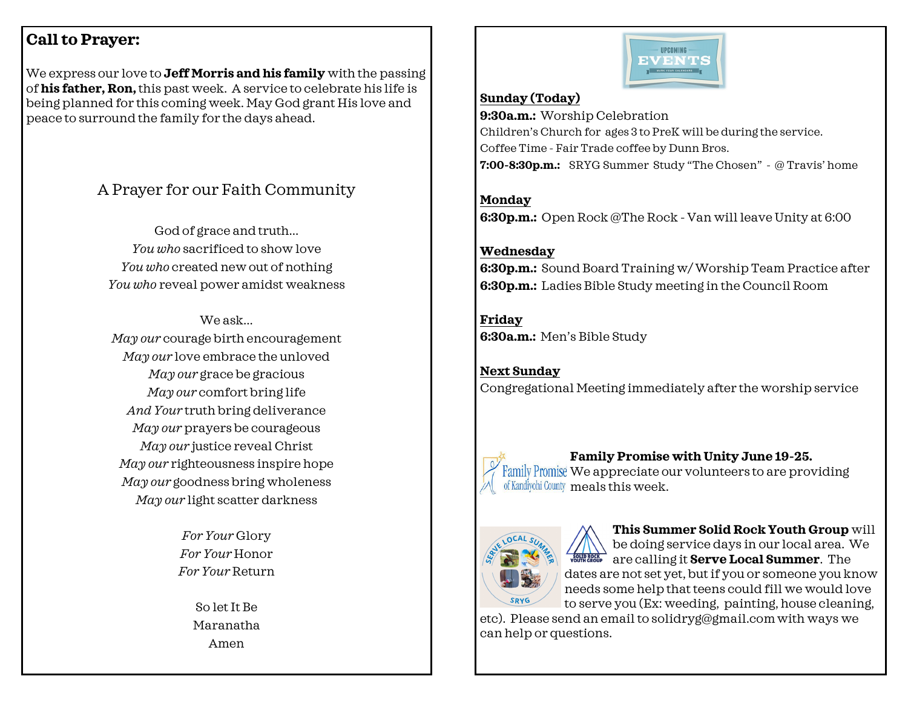## Call to Prayer:

We express our love to **Jeff Morris and his family** with the passing of **his father, Ron,** this past week. A service to celebrate his life is being planned for this coming week. May God grant His love and peace to surround the family for the days ahead.

### A Prayer for our Faith Community

God of grace and truth…
*You who* sacrificed to show love
*You who* created new out of nothing
*You who* reveal power amidst weakness

We ask…
*May our* courage birth encouragement
*May our* love embrace the unloved
*May our* grace be gracious
*May our* comfort bring life
*And Your* truth bring deliverance
*May our* prayers be courageous
*May our* justice reveal Christ
*May our* righteousness inspire hope
*May our* goodness bring wholeness
*May our* light scatter darkness

*For Your* Glory
*For Your* Honor
*For Your* Return

So let It Be
Maranatha
Amen

UPCOMING EVENTS
MARK YOUR CALENDARS

**Sunday (Today)**

**9:30a.m.:** Worship Celebration
Children's Church for ages 3 to PreK will be during the service.
Coffee Time - Fair Trade coffee by Dunn Bros.
**7:00-8:30p.m.:** SRYG Summer Study "The Chosen" - @ Travis' home

**Monday**

**6:30p.m.:** Open Rock @The Rock - Van will leave Unity at 6:00

**Wednesday**

**6:30p.m.:** Sound Board Training w/ Worship Team Practice after
**6:30p.m.:** Ladies Bible Study meeting in the Council Room

**Friday**

**6:30a.m.:** Men's Bible Study

**Next Sunday**

Congregational Meeting immediately after the worship service

Family Promise of Kandiyohi County

**Family Promise with Unity June 19-25.** We appreciate our volunteers to are providing meals this week.

SERVE LOCAL SUMMER SRYG

SOLID ROCK YOUTH GROUP

**This Summer Solid Rock Youth Group** will be doing service days in our local area. We are calling it **Serve Local Summer**. The dates are not set yet, but if you or someone you know needs some help that teens could fill we would love to serve you (Ex: weeding, painting, house cleaning, etc). Please send an email to solidryg@gmail.com with ways we can help or questions.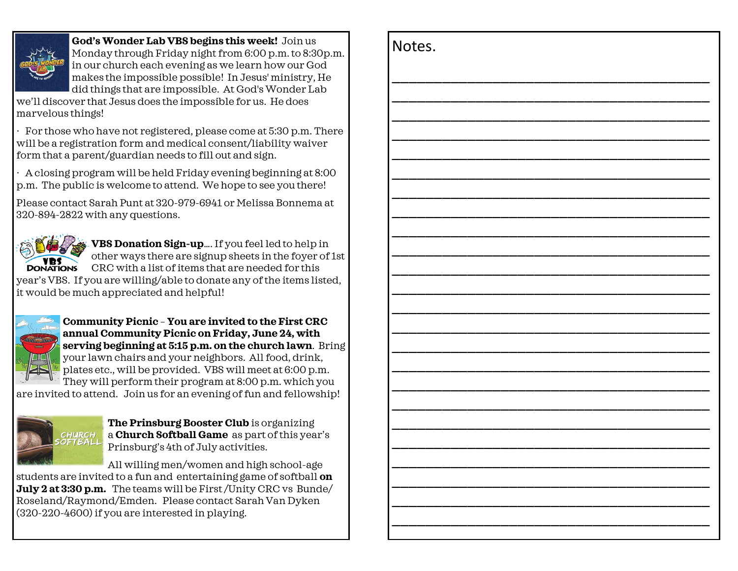**God's Wonder Lab VBS begins this week!** Join us Monday through Friday night from 6:00 p.m. to 8:30p.m. in our church each evening as we learn how our God makes the impossible possible! In Jesus' ministry, He did things that are impossible. At God's Wonder Lab we'll discover that Jesus does the impossible for us. He does marvelous things!

- For those who have not registered, please come at 5:30 p.m. There will be a registration form and medical consent/liability waiver form that a parent/guardian needs to fill out and sign.
- A closing program will be held Friday evening beginning at 8:00 p.m. The public is welcome to attend. We hope to see you there!

Please contact Sarah Punt at 320-979-6941 or Melissa Bonnema at 320-894-2822 with any questions.

**VBS Donation Sign-up**…. If you feel led to help in other ways there are signup sheets in the foyer of 1st CRC with a list of items that are needed for this year's VBS. If you are willing/able to donate any of the items listed, it would be much appreciated and helpful!

**Community Picnic – You are invited to the First CRC annual Community Picnic on Friday, June 24, with serving beginning at 5:15 p.m. on the church lawn**. Bring your lawn chairs and your neighbors. All food, drink, plates etc., will be provided. VBS will meet at 6:00 p.m. They will perform their program at 8:00 p.m. which you are invited to attend. Join us for an evening of fun and fellowship!

**The Prinsburg Booster Club** is organizing a **Church Softball Game** as part of this year's Prinsburg's 4th of July activities.

All willing men/women and high school-age students are invited to a fun and entertaining game of softball **on July 2 at 3:30 p.m.** The teams will be First/Unity CRC vs Bunde/Roseland/Raymond/Emden. Please contact Sarah Van Dyken (320-220-4600) if you are interested in playing.

Notes.

_______________________________________________

_______________________________________________

_______________________________________________

_______________________________________________

_______________________________________________

_______________________________________________

_______________________________________________

_______________________________________________

_______________________________________________

_______________________________________________

_______________________________________________

_______________________________________________

_______________________________________________

_______________________________________________

_______________________________________________

_______________________________________________

_______________________________________________

_______________________________________________

_______________________________________________

_______________________________________________

_______________________________________________

_______________________________________________

_______________________________________________

_______________________________________________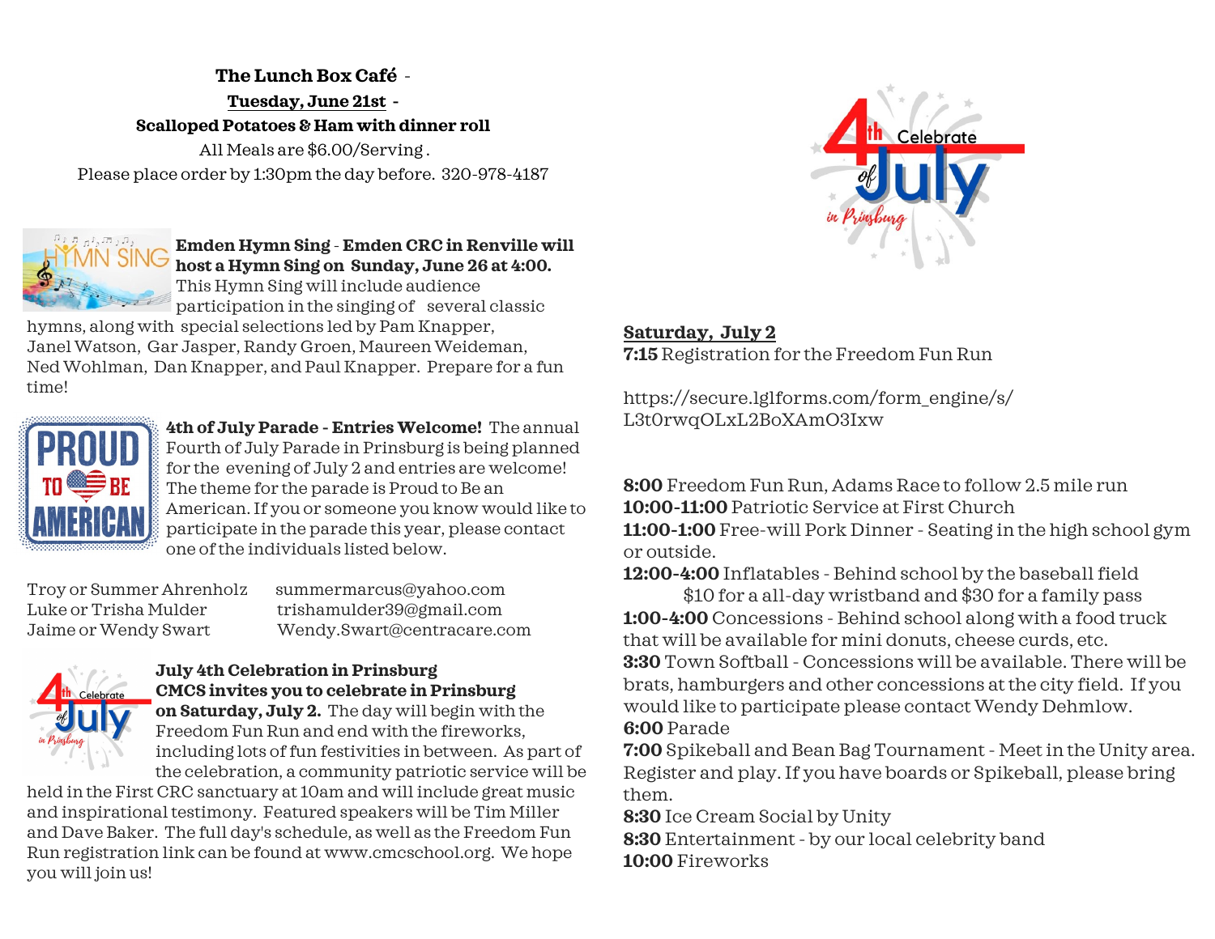**The Lunch Box Café** -

**Tuesday, June 21st** -

**Scalloped Potatoes & Ham with dinner roll**

All Meals are $6.00/Serving.

Please place order by 1:30pm the day before. 320-978-4187

**Emden Hymn Sing** - **Emden CRC in Renville will host a Hymn Sing on Sunday, June 26 at 4:00.** This Hymn Sing will include audience participation in the singing of several classic hymns, along with special selections led by Pam Knapper, Janel Watson, Gar Jasper, Randy Groen, Maureen Weideman, Ned Wohlman, Dan Knapper, and Paul Knapper. Prepare for a fun time!

**4th of July Parade - Entries Welcome!** The annual Fourth of July Parade in Prinsburg is being planned for the evening of July 2 and entries are welcome! The theme for the parade is Proud to Be an American. If you or someone you know would like to participate in the parade this year, please contact one of the individuals listed below.

| | |
|---|---|
| Troy or Summer Ahrenholz | summermarcus@yahoo.com |
| Luke or Trisha Mulder | trishamulder39@gmail.com |
| Jaime or Wendy Swart | Wendy.Swart@centracare.com |

**July 4th Celebration in Prinsburg**
**CMCS invites you to celebrate in Prinsburg on Saturday, July 2.** The day will begin with the Freedom Fun Run and end with the fireworks, including lots of fun festivities in between. As part of the celebration, a community patriotic service will be held in the First CRC sanctuary at 10am and will include great music and inspirational testimony. Featured speakers will be Tim Miller and Dave Baker. The full day's schedule, as well as the Freedom Fun Run registration link can be found at www.cmcschool.org. We hope you will join us!

Celebrate 4th of July in Prinsburg

**Saturday, July 2**

**7:15** Registration for the Freedom Fun Run

https://secure.lglforms.com/form_engine/s/L3t0rwqOLxL2BoXAmO3Ixw

**8:00** Freedom Fun Run, Adams Race to follow 2.5 mile run
**10:00-11:00** Patriotic Service at First Church
**11:00-1:00** Free-will Pork Dinner - Seating in the high school gym or outside.
**12:00-4:00** Inflatables - Behind school by the baseball field
$10 for a all-day wristband and $30 for a family pass
**1:00-4:00** Concessions - Behind school along with a food truck that will be available for mini donuts, cheese curds, etc.
**3:30** Town Softball - Concessions will be available. There will be brats, hamburgers and other concessions at the city field. If you would like to participate please contact Wendy Dehmlow.
**6:00** Parade
**7:00** Spikeball and Bean Bag Tournament - Meet in the Unity area. Register and play. If you have boards or Spikeball, please bring them.
**8:30** Ice Cream Social by Unity
**8:30** Entertainment - by our local celebrity band
**10:00** Fireworks